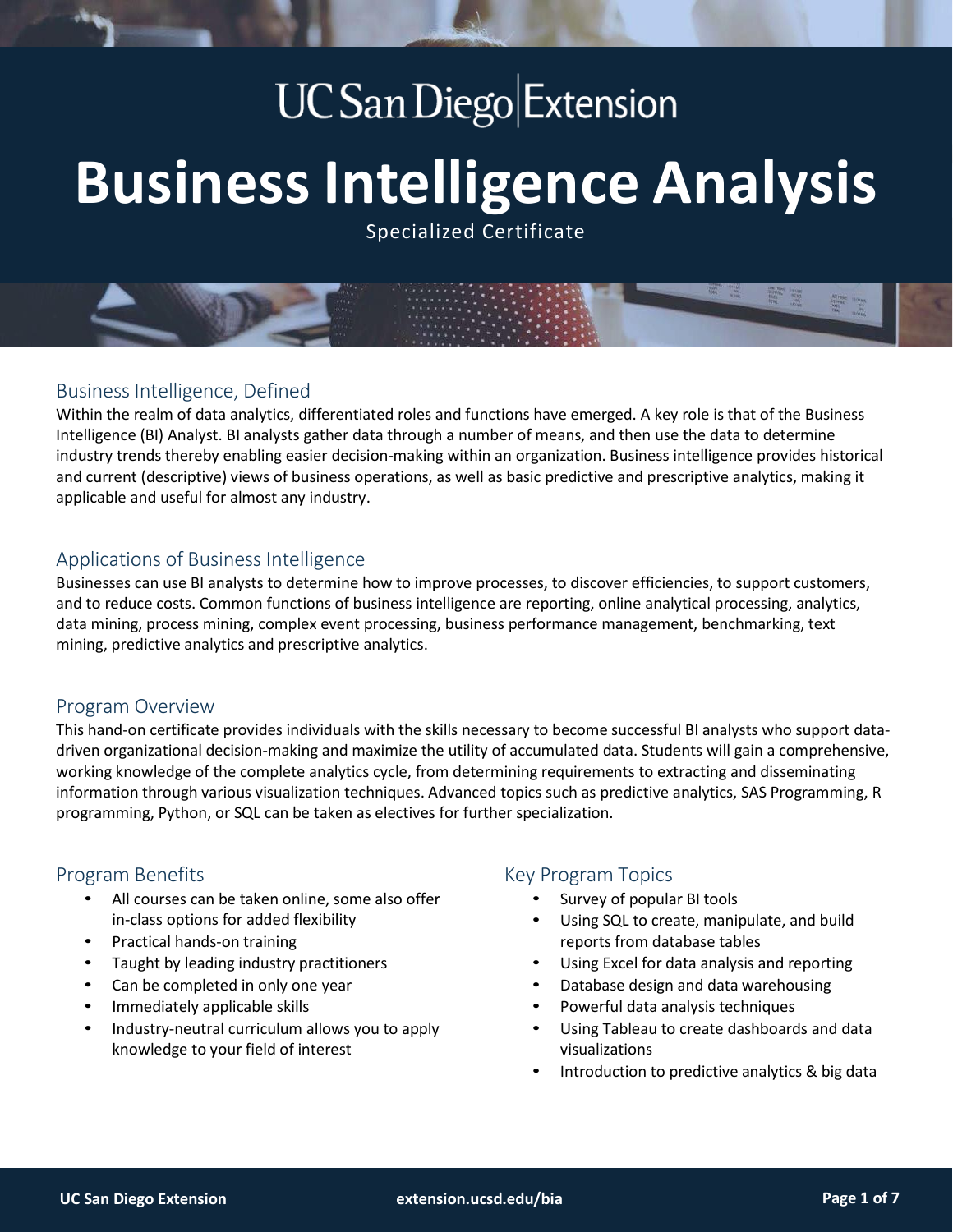UC San Diego | Extension

# Business Intelligence Analysis

Specialized Certificate

## Business Intelligence, Defined

Within the realm of data analytics, differentiated roles and functions have emerged. A key role is that of the Business Intelligence (BI) Analyst. BI analysts gather data through a number of means, and then use the data to determine industry trends thereby enabling easier decision-making within an organization. Business intelligence provides historical and current (descriptive) views of business operations, as well as basic predictive and prescriptive analytics, making it applicable and useful for almost any industry.

## Applications of Business Intelligence

Businesses can use BI analysts to determine how to improve processes, to discover efficiencies, to support customers, and to reduce costs. Common functions of business intelligence are reporting, online analytical processing, analytics, data mining, process mining, complex event processing, business performance management, benchmarking, text mining, predictive analytics and prescriptive analytics.

## Program Overview

This hand-on certificate provides individuals with the skills necessary to become successful BI analysts who support data-driven organizational decision-making and maximize the utility of accumulated data. Students will gain a comprehensive, working knowledge of the complete analytics cycle, from determining requirements to extracting and disseminating information through various visualization techniques. Advanced topics such as predictive analytics, SAS Programming, R programming, Python, or SQL can be taken as electives for further specialization.

## Program Benefits

- All courses can be taken online, some also offer in-class options for added flexibility
- Practical hands-on training
- Taught by leading industry practitioners
- Can be completed in only one year
- Immediately applicable skills
- Industry-neutral curriculum allows you to apply knowledge to your field of interest

## Key Program Topics

- Survey of popular BI tools
- Using SQL to create, manipulate, and build reports from database tables
- Using Excel for data analysis and reporting
- Database design and data warehousing
- Powerful data analysis techniques
- Using Tableau to create dashboards and data visualizations
- Introduction to predictive analytics & big data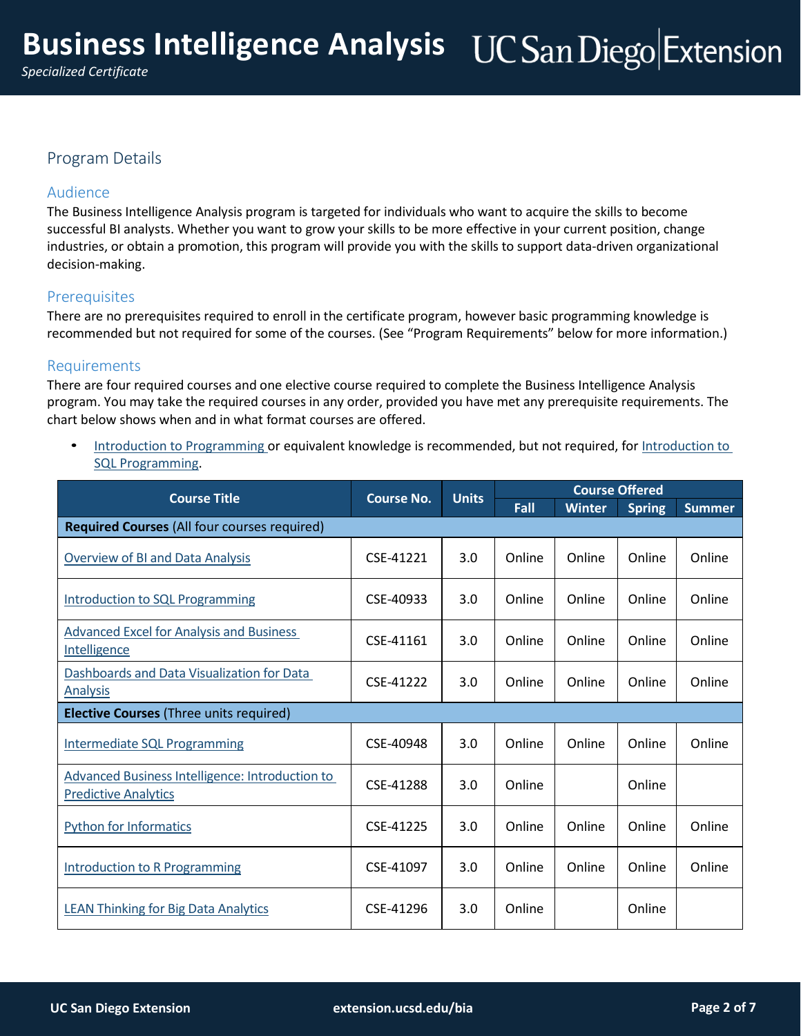## Program Details

### Audience

The Business Intelligence Analysis program is targeted for individuals who want to acquire the skills to become successful BI analysts. Whether you want to grow your skills to be more effective in your current position, change industries, or obtain a promotion, this program will provide you with the skills to support data-driven organizational decision-making.

### Prerequisites

There are no prerequisites required to enroll in the certificate program, however basic programming knowledge is recommended but not required for some of the courses. (See "Program Requirements" below for more information.)

### Requirements

There are four required courses and one elective course required to complete the Business Intelligence Analysis program. You may take the required courses in any order, provided you have met any prerequisite requirements. The chart below shows when and in what format courses are offered.

- Introduction to Programming or equivalent knowledge is recommended, but not required, for Introduction to SQL Programming.

| Course Title | Course No. | Units | Course Offered | | | |
|---|---|---|---|---|---|---|
| | | | Fall | Winter | Spring | Summer |
| **Required Courses** (All four courses required) | | | | | | |
| Overview of BI and Data Analysis | CSE-41221 | 3.0 | Online | Online | Online | Online |
| Introduction to SQL Programming | CSE-40933 | 3.0 | Online | Online | Online | Online |
| Advanced Excel for Analysis and Business Intelligence | CSE-41161 | 3.0 | Online | Online | Online | Online |
| Dashboards and Data Visualization for Data Analysis | CSE-41222 | 3.0 | Online | Online | Online | Online |
| **Elective Courses** (Three units required) | | | | | | |
| Intermediate SQL Programming | CSE-40948 | 3.0 | Online | Online | Online | Online |
| Advanced Business Intelligence: Introduction to Predictive Analytics | CSE-41288 | 3.0 | Online | | Online | |
| Python for Informatics | CSE-41225 | 3.0 | Online | Online | Online | Online |
| Introduction to R Programming | CSE-41097 | 3.0 | Online | Online | Online | Online |
| LEAN Thinking for Big Data Analytics | CSE-41296 | 3.0 | Online | | Online | |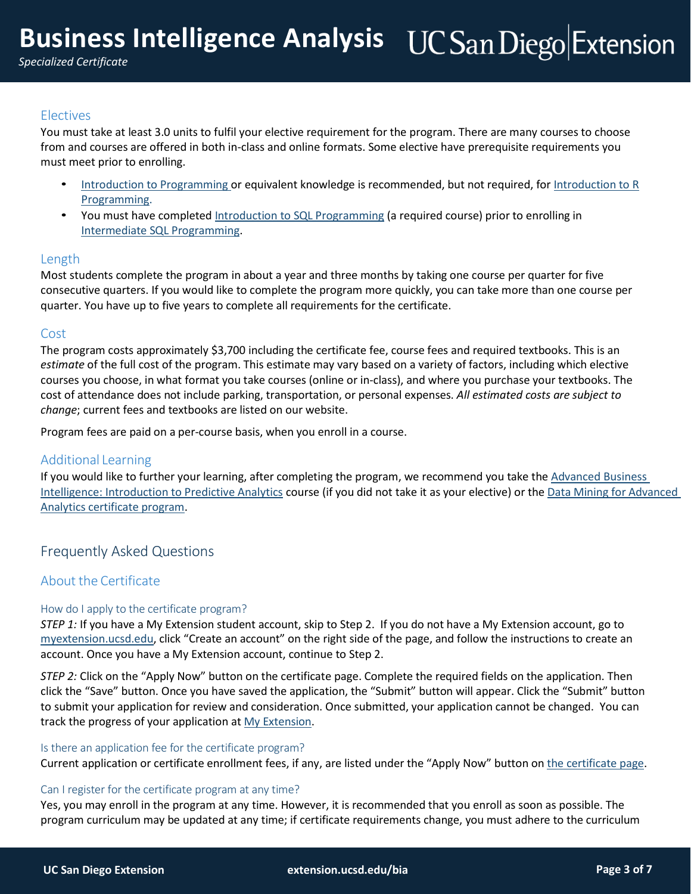## Electives

You must take at least 3.0 units to fulfil your elective requirement for the program. There are many courses to choose from and courses are offered in both in-class and online formats. Some elective have prerequisite requirements you must meet prior to enrolling.

- Introduction to Programming or equivalent knowledge is recommended, but not required, for Introduction to R Programming.
- You must have completed Introduction to SQL Programming (a required course) prior to enrolling in Intermediate SQL Programming.

## Length

Most students complete the program in about a year and three months by taking one course per quarter for five consecutive quarters. If you would like to complete the program more quickly, you can take more than one course per quarter. You have up to five years to complete all requirements for the certificate.

## Cost

The program costs approximately $3,700 including the certificate fee, course fees and required textbooks. This is an *estimate* of the full cost of the program. This estimate may vary based on a variety of factors, including which elective courses you choose, in what format you take courses (online or in-class), and where you purchase your textbooks. The cost of attendance does not include parking, transportation, or personal expenses. *All estimated costs are subject to change*; current fees and textbooks are listed on our website.

Program fees are paid on a per-course basis, when you enroll in a course.

## Additional Learning

If you would like to further your learning, after completing the program, we recommend you take the Advanced Business Intelligence: Introduction to Predictive Analytics course (if you did not take it as your elective) or the Data Mining for Advanced Analytics certificate program.

# Frequently Asked Questions

## About the Certificate

### How do I apply to the certificate program?

*STEP 1:* If you have a My Extension student account, skip to Step 2. If you do not have a My Extension account, go to myextension.ucsd.edu, click "Create an account" on the right side of the page, and follow the instructions to create an account. Once you have a My Extension account, continue to Step 2.

*STEP 2:* Click on the "Apply Now" button on the certificate page. Complete the required fields on the application. Then click the "Save" button. Once you have saved the application, the "Submit" button will appear. Click the "Submit" button to submit your application for review and consideration. Once submitted, your application cannot be changed. You can track the progress of your application at My Extension.

### Is there an application fee for the certificate program?

Current application or certificate enrollment fees, if any, are listed under the "Apply Now" button on the certificate page.

### Can I register for the certificate program at any time?

Yes, you may enroll in the program at any time. However, it is recommended that you enroll as soon as possible. The program curriculum may be updated at any time; if certificate requirements change, you must adhere to the curriculum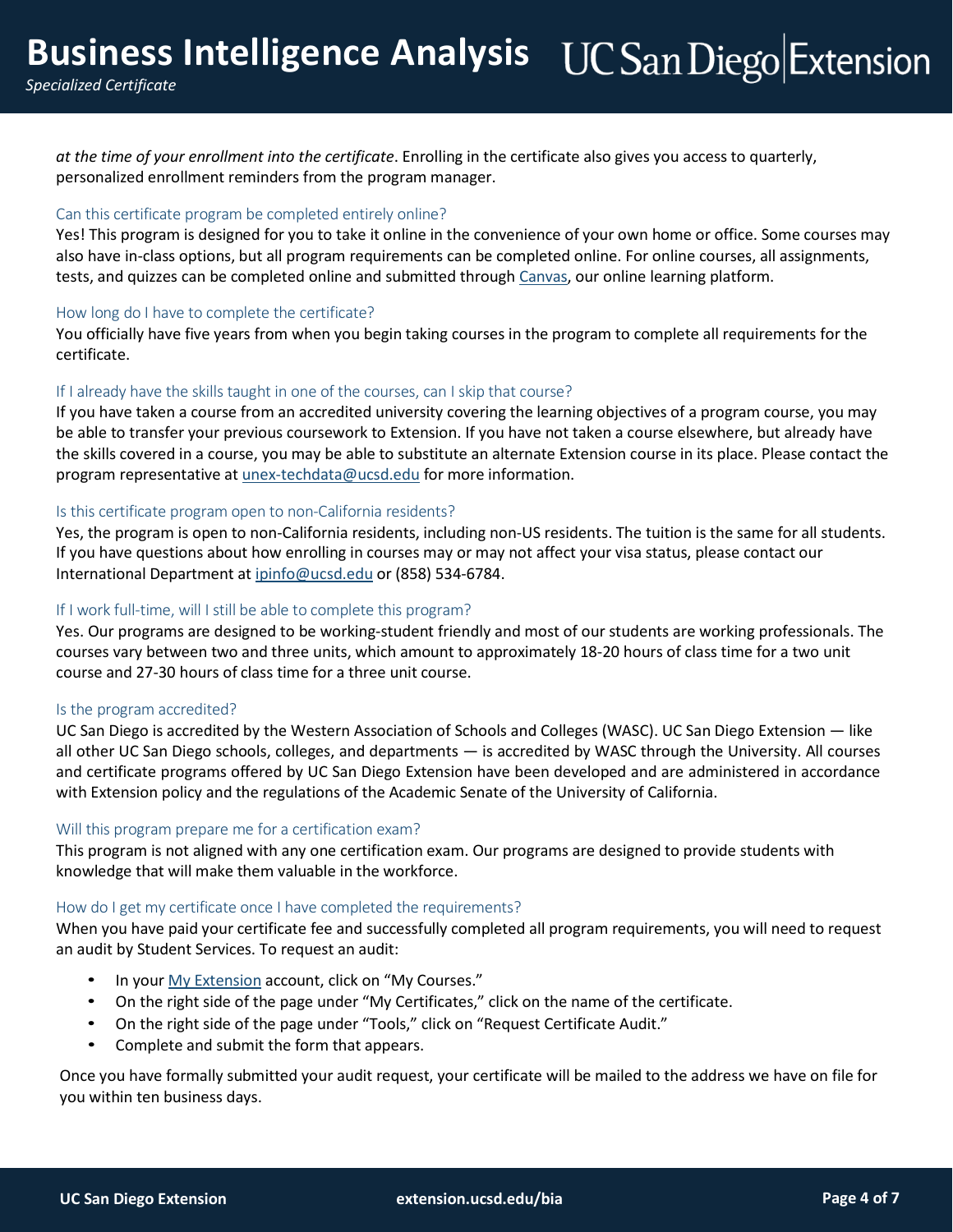*at the time of your enrollment into the certificate*. Enrolling in the certificate also gives you access to quarterly, personalized enrollment reminders from the program manager.

### Can this certificate program be completed entirely online?

Yes! This program is designed for you to take it online in the convenience of your own home or office. Some courses may also have in-class options, but all program requirements can be completed online. For online courses, all assignments, tests, and quizzes can be completed online and submitted through [Canvas](), our online learning platform.

### How long do I have to complete the certificate?

You officially have five years from when you begin taking courses in the program to complete all requirements for the certificate.

### If I already have the skills taught in one of the courses, can I skip that course?

If you have taken a course from an accredited university covering the learning objectives of a program course, you may be able to transfer your previous coursework to Extension. If you have not taken a course elsewhere, but already have the skills covered in a course, you may be able to substitute an alternate Extension course in its place. Please contact the program representative at unex-techdata@ucsd.edu for more information.

### Is this certificate program open to non-California residents?

Yes, the program is open to non-California residents, including non-US residents. The tuition is the same for all students. If you have questions about how enrolling in courses may or may not affect your visa status, please contact our International Department at ipinfo@ucsd.edu or (858) 534-6784.

### If I work full-time, will I still be able to complete this program?

Yes. Our programs are designed to be working-student friendly and most of our students are working professionals. The courses vary between two and three units, which amount to approximately 18-20 hours of class time for a two unit course and 27-30 hours of class time for a three unit course.

### Is the program accredited?

UC San Diego is accredited by the Western Association of Schools and Colleges (WASC). UC San Diego Extension — like all other UC San Diego schools, colleges, and departments — is accredited by WASC through the University. All courses and certificate programs offered by UC San Diego Extension have been developed and are administered in accordance with Extension policy and the regulations of the Academic Senate of the University of California.

### Will this program prepare me for a certification exam?

This program is not aligned with any one certification exam. Our programs are designed to provide students with knowledge that will make them valuable in the workforce.

### How do I get my certificate once I have completed the requirements?

When you have paid your certificate fee and successfully completed all program requirements, you will need to request an audit by Student Services. To request an audit:

- In your [My Extension]() account, click on "My Courses."
- On the right side of the page under "My Certificates," click on the name of the certificate.
- On the right side of the page under "Tools," click on "Request Certificate Audit."
- Complete and submit the form that appears.

Once you have formally submitted your audit request, your certificate will be mailed to the address we have on file for you within ten business days.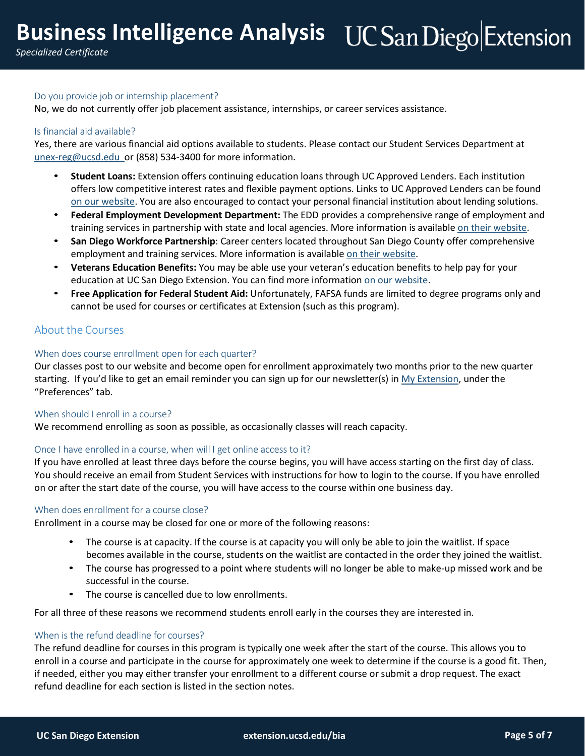### Do you provide job or internship placement?

No, we do not currently offer job placement assistance, internships, or career services assistance.

### Is financial aid available?

Yes, there are various financial aid options available to students. Please contact our Student Services Department at unex-reg@ucsd.edu or (858) 534-3400 for more information.

- **Student Loans:** Extension offers continuing education loans through UC Approved Lenders. Each institution offers low competitive interest rates and flexible payment options. Links to UC Approved Lenders can be found on our website. You are also encouraged to contact your personal financial institution about lending solutions.
- **Federal Employment Development Department:** The EDD provides a comprehensive range of employment and training services in partnership with state and local agencies. More information is available on their website.
- **San Diego Workforce Partnership**: Career centers located throughout San Diego County offer comprehensive employment and training services. More information is available on their website.
- **Veterans Education Benefits:** You may be able use your veteran's education benefits to help pay for your education at UC San Diego Extension. You can find more information on our website.
- **Free Application for Federal Student Aid:** Unfortunately, FAFSA funds are limited to degree programs only and cannot be used for courses or certificates at Extension (such as this program).

## About the Courses

### When does course enrollment open for each quarter?

Our classes post to our website and become open for enrollment approximately two months prior to the new quarter starting. If you'd like to get an email reminder you can sign up for our newsletter(s) in My Extension, under the "Preferences" tab.

### When should I enroll in a course?

We recommend enrolling as soon as possible, as occasionally classes will reach capacity.

### Once I have enrolled in a course, when will I get online access to it?

If you have enrolled at least three days before the course begins, you will have access starting on the first day of class. You should receive an email from Student Services with instructions for how to login to the course. If you have enrolled on or after the start date of the course, you will have access to the course within one business day.

### When does enrollment for a course close?

Enrollment in a course may be closed for one or more of the following reasons:

- The course is at capacity. If the course is at capacity you will only be able to join the waitlist. If space becomes available in the course, students on the waitlist are contacted in the order they joined the waitlist.
- The course has progressed to a point where students will no longer be able to make-up missed work and be successful in the course.
- The course is cancelled due to low enrollments.

For all three of these reasons we recommend students enroll early in the courses they are interested in.

### When is the refund deadline for courses?

The refund deadline for courses in this program is typically one week after the start of the course. This allows you to enroll in a course and participate in the course for approximately one week to determine if the course is a good fit. Then, if needed, either you may either transfer your enrollment to a different course or submit a drop request. The exact refund deadline for each section is listed in the section notes.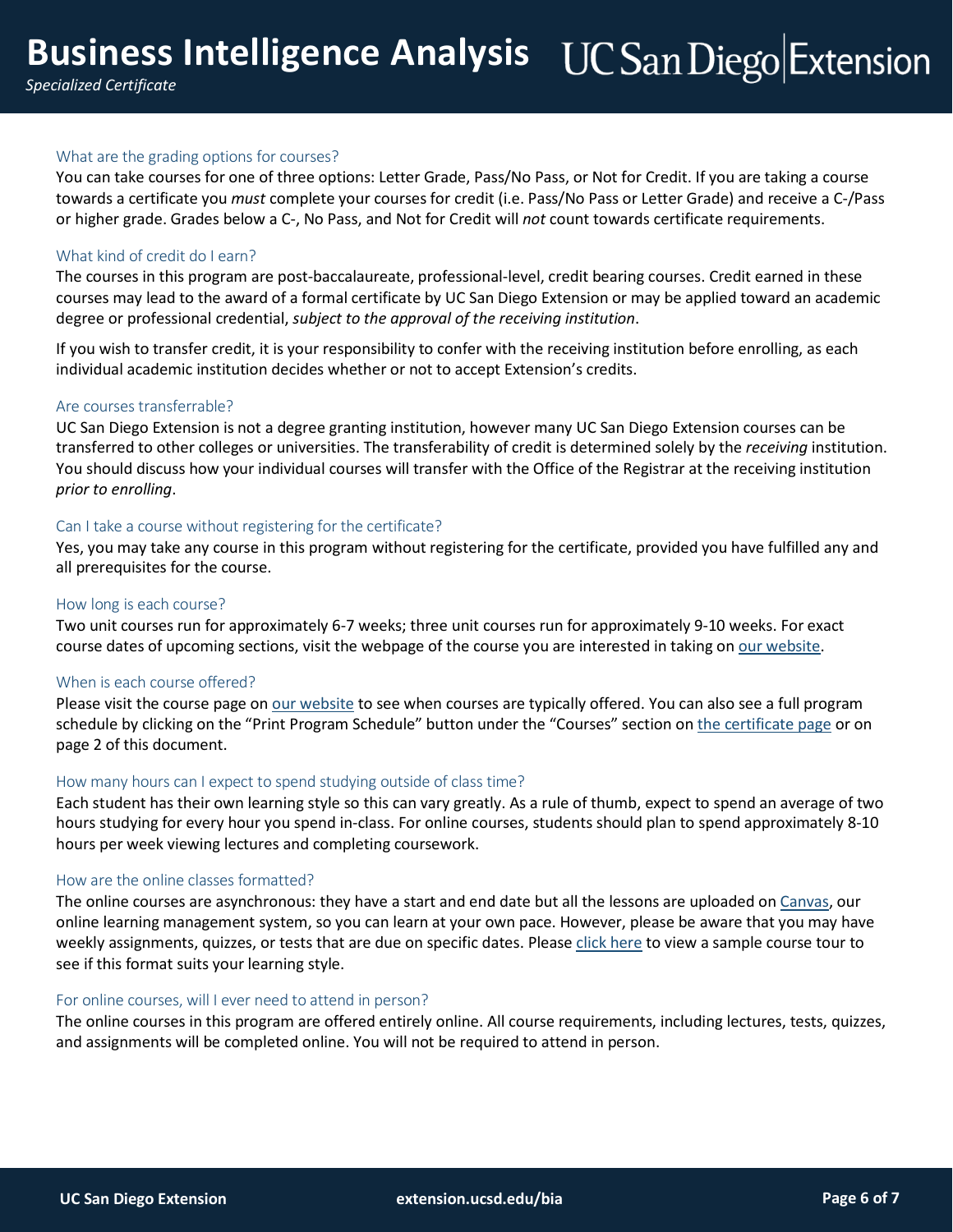### What are the grading options for courses?

You can take courses for one of three options: Letter Grade, Pass/No Pass, or Not for Credit. If you are taking a course towards a certificate you *must* complete your courses for credit (i.e. Pass/No Pass or Letter Grade) and receive a C-/Pass or higher grade. Grades below a C-, No Pass, and Not for Credit will *not* count towards certificate requirements.

### What kind of credit do I earn?

The courses in this program are post-baccalaureate, professional-level, credit bearing courses. Credit earned in these courses may lead to the award of a formal certificate by UC San Diego Extension or may be applied toward an academic degree or professional credential, *subject to the approval of the receiving institution*.

If you wish to transfer credit, it is your responsibility to confer with the receiving institution before enrolling, as each individual academic institution decides whether or not to accept Extension's credits.

### Are courses transferrable?

UC San Diego Extension is not a degree granting institution, however many UC San Diego Extension courses can be transferred to other colleges or universities. The transferability of credit is determined solely by the *receiving* institution. You should discuss how your individual courses will transfer with the Office of the Registrar at the receiving institution *prior to enrolling*.

### Can I take a course without registering for the certificate?

Yes, you may take any course in this program without registering for the certificate, provided you have fulfilled any and all prerequisites for the course.

### How long is each course?

Two unit courses run for approximately 6-7 weeks; three unit courses run for approximately 9-10 weeks. For exact course dates of upcoming sections, visit the webpage of the course you are interested in taking on our website.

### When is each course offered?

Please visit the course page on our website to see when courses are typically offered. You can also see a full program schedule by clicking on the "Print Program Schedule" button under the "Courses" section on the certificate page or on page 2 of this document.

### How many hours can I expect to spend studying outside of class time?

Each student has their own learning style so this can vary greatly. As a rule of thumb, expect to spend an average of two hours studying for every hour you spend in-class. For online courses, students should plan to spend approximately 8-10 hours per week viewing lectures and completing coursework.

### How are the online classes formatted?

The online courses are asynchronous: they have a start and end date but all the lessons are uploaded on Canvas, our online learning management system, so you can learn at your own pace. However, please be aware that you may have weekly assignments, quizzes, or tests that are due on specific dates. Please click here to view a sample course tour to see if this format suits your learning style.

### For online courses, will I ever need to attend in person?

The online courses in this program are offered entirely online. All course requirements, including lectures, tests, quizzes, and assignments will be completed online. You will not be required to attend in person.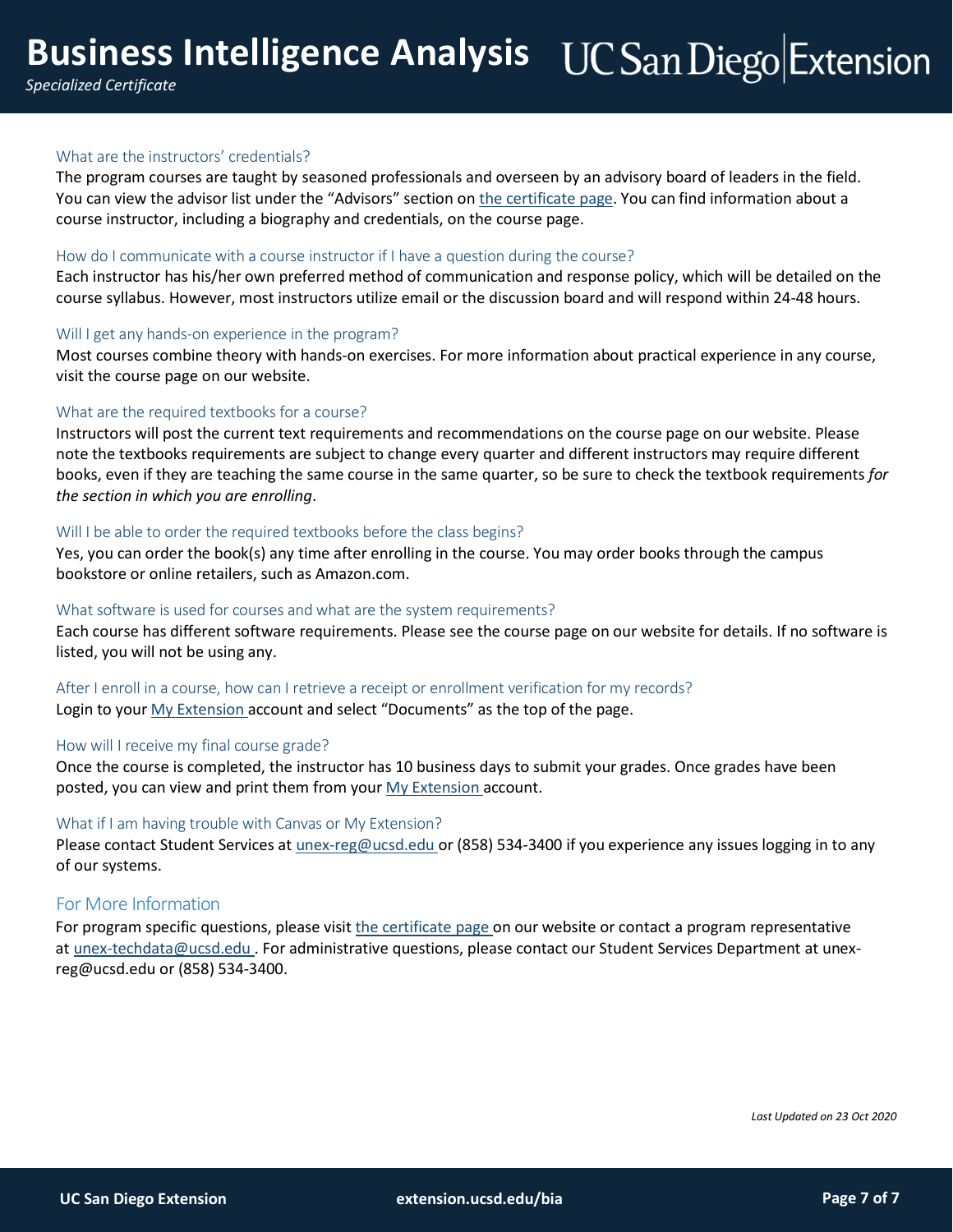### What are the instructors' credentials?

The program courses are taught by seasoned professionals and overseen by an advisory board of leaders in the field. You can view the advisor list under the "Advisors" section on the certificate page. You can find information about a course instructor, including a biography and credentials, on the course page.

### How do I communicate with a course instructor if I have a question during the course?

Each instructor has his/her own preferred method of communication and response policy, which will be detailed on the course syllabus. However, most instructors utilize email or the discussion board and will respond within 24-48 hours.

### Will I get any hands-on experience in the program?

Most courses combine theory with hands-on exercises. For more information about practical experience in any course, visit the course page on our website.

### What are the required textbooks for a course?

Instructors will post the current text requirements and recommendations on the course page on our website. Please note the textbooks requirements are subject to change every quarter and different instructors may require different books, even if they are teaching the same course in the same quarter, so be sure to check the textbook requirements *for the section in which you are enrolling*.

### Will I be able to order the required textbooks before the class begins?

Yes, you can order the book(s) any time after enrolling in the course. You may order books through the campus bookstore or online retailers, such as Amazon.com.

### What software is used for courses and what are the system requirements?

Each course has different software requirements. Please see the course page on our website for details. If no software is listed, you will not be using any.

### After I enroll in a course, how can I retrieve a receipt or enrollment verification for my records?

Login to your My Extension account and select "Documents" as the top of the page.

### How will I receive my final course grade?

Once the course is completed, the instructor has 10 business days to submit your grades. Once grades have been posted, you can view and print them from your My Extension account.

### What if I am having trouble with Canvas or My Extension?

Please contact Student Services at unex-reg@ucsd.edu or (858) 534-3400 if you experience any issues logging in to any of our systems.

## For More Information

For program specific questions, please visit the certificate page on our website or contact a program representative at unex-techdata@ucsd.edu . For administrative questions, please contact our Student Services Department at unex-reg@ucsd.edu or (858) 534-3400.

*Last Updated on 23 Oct 2020*